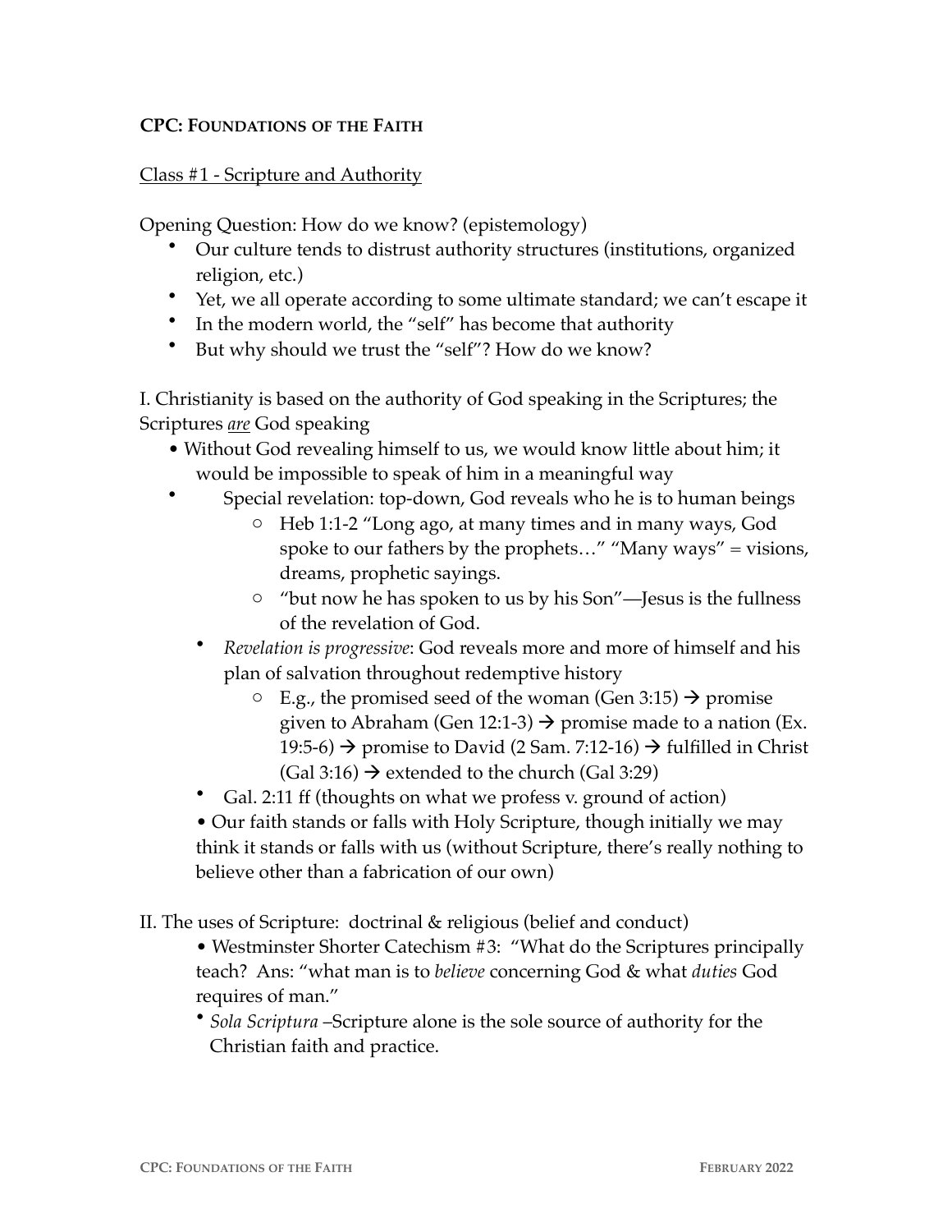**CPC: FOUNDATIONS OF THE FAITH**

Class #1 - Scripture and Authority

Opening Question: How do we know? (epistemology)

- Our culture tends to distrust authority structures (institutions, organized religion, etc.)
- Yet, we all operate according to some ultimate standard; we can't escape it
- In the modern world, the "self" has become that authority
- But why should we trust the "self"? How do we know?

I. Christianity is based on the authority of God speaking in the Scriptures; the Scriptures ***are*** God speaking

- Without God revealing himself to us, we would know little about him; it would be impossible to speak of him in a meaningful way
- Special revelation: top-down, God reveals who he is to human beings
    - Heb 1:1-2 "Long ago, at many times and in many ways, God spoke to our fathers by the prophets…" "Many ways" = visions, dreams, prophetic sayings.
    - "but now he has spoken to us by his Son"—Jesus is the fullness of the revelation of God.
- *Revelation is progressive*: God reveals more and more of himself and his plan of salvation throughout redemptive history
    - E.g., the promised seed of the woman (Gen 3:15) → promise given to Abraham (Gen 12:1-3) → promise made to a nation (Ex. 19:5-6) → promise to David (2 Sam. 7:12-16) → fulfilled in Christ (Gal 3:16) → extended to the church (Gal 3:29)
- Gal. 2:11 ff (thoughts on what we profess v. ground of action)
- Our faith stands or falls with Holy Scripture, though initially we may think it stands or falls with us (without Scripture, there's really nothing to believe other than a fabrication of our own)

II. The uses of Scripture: doctrinal & religious (belief and conduct)

- Westminster Shorter Catechism #3: "What do the Scriptures principally teach? Ans: "what man is to *believe* concerning God & what *duties* God requires of man."
- *Sola Scriptura* –Scripture alone is the sole source of authority for the Christian faith and practice.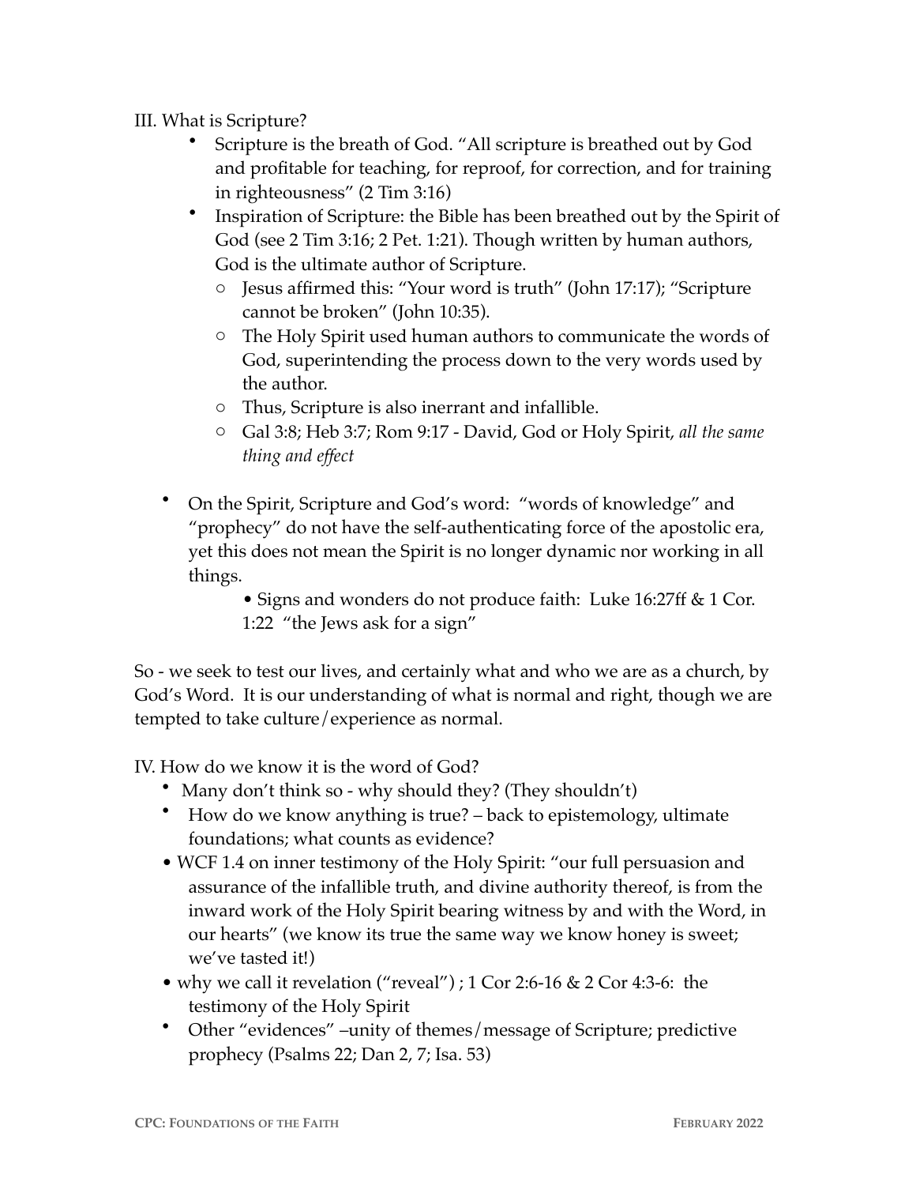III. What is Scripture?

- Scripture is the breath of God. "All scripture is breathed out by God and profitable for teaching, for reproof, for correction, and for training in righteousness" (2 Tim 3:16)
- Inspiration of Scripture: the Bible has been breathed out by the Spirit of God (see 2 Tim 3:16; 2 Pet. 1:21). Though written by human authors, God is the ultimate author of Scripture.
    - Jesus affirmed this: "Your word is truth" (John 17:17); "Scripture cannot be broken" (John 10:35).
    - The Holy Spirit used human authors to communicate the words of God, superintending the process down to the very words used by the author.
    - Thus, Scripture is also inerrant and infallible.
    - Gal 3:8; Heb 3:7; Rom 9:17 - David, God or Holy Spirit, *all the same thing and effect*

- On the Spirit, Scripture and God's word: "words of knowledge" and "prophecy" do not have the self-authenticating force of the apostolic era, yet this does not mean the Spirit is no longer dynamic nor working in all things.
    - Signs and wonders do not produce faith: Luke 16:27ff & 1 Cor. 1:22 "the Jews ask for a sign"

So - we seek to test our lives, and certainly what and who we are as a church, by God's Word. It is our understanding of what is normal and right, though we are tempted to take culture/experience as normal.

IV. How do we know it is the word of God?

- Many don't think so - why should they? (They shouldn't)
- How do we know anything is true? – back to epistemology, ultimate foundations; what counts as evidence?
- WCF 1.4 on inner testimony of the Holy Spirit: "our full persuasion and assurance of the infallible truth, and divine authority thereof, is from the inward work of the Holy Spirit bearing witness by and with the Word, in our hearts" (we know its true the same way we know honey is sweet; we've tasted it!)
- why we call it revelation ("reveal") ; 1 Cor 2:6-16 & 2 Cor 4:3-6: the testimony of the Holy Spirit
- Other "evidences" –unity of themes/message of Scripture; predictive prophecy (Psalms 22; Dan 2, 7; Isa. 53)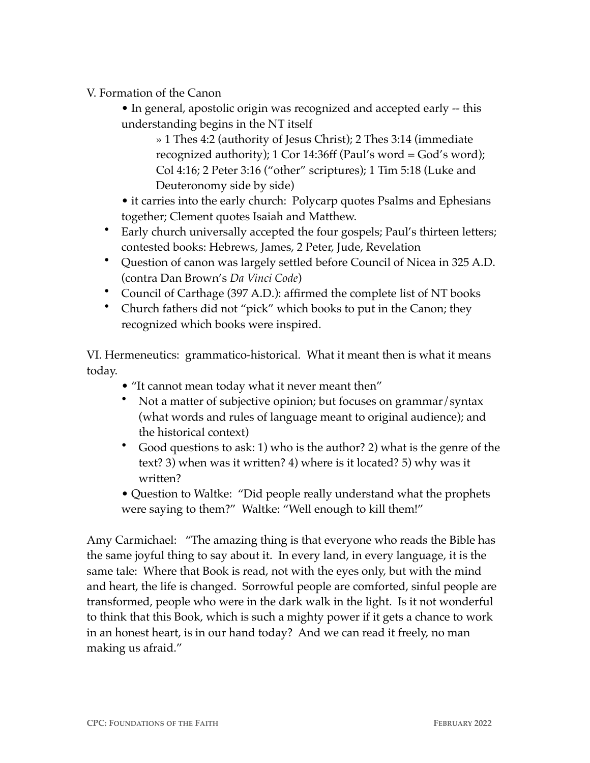V. Formation of the Canon

- In general, apostolic origin was recognized and accepted early -- this understanding begins in the NT itself
  - » 1 Thes 4:2 (authority of Jesus Christ); 2 Thes 3:14 (immediate recognized authority); 1 Cor 14:36ff (Paul's word = God's word); Col 4:16; 2 Peter 3:16 ("other" scriptures); 1 Tim 5:18 (Luke and Deuteronomy side by side)
- it carries into the early church: Polycarp quotes Psalms and Ephesians together; Clement quotes Isaiah and Matthew.
- Early church universally accepted the four gospels; Paul's thirteen letters; contested books: Hebrews, James, 2 Peter, Jude, Revelation
- Question of canon was largely settled before Council of Nicea in 325 A.D. (contra Dan Brown's *Da Vinci Code*)
- Council of Carthage (397 A.D.): affirmed the complete list of NT books
- Church fathers did not "pick" which books to put in the Canon; they recognized which books were inspired.

VI. Hermeneutics: grammatico-historical. What it meant then is what it means today.

- "It cannot mean today what it never meant then"
- Not a matter of subjective opinion; but focuses on grammar/syntax (what words and rules of language meant to original audience); and the historical context)
- Good questions to ask: 1) who is the author? 2) what is the genre of the text? 3) when was it written? 4) where is it located? 5) why was it written?
- Question to Waltke: "Did people really understand what the prophets were saying to them?" Waltke: "Well enough to kill them!"

Amy Carmichael: "The amazing thing is that everyone who reads the Bible has the same joyful thing to say about it. In every land, in every language, it is the same tale: Where that Book is read, not with the eyes only, but with the mind and heart, the life is changed. Sorrowful people are comforted, sinful people are transformed, people who were in the dark walk in the light. Is it not wonderful to think that this Book, which is such a mighty power if it gets a chance to work in an honest heart, is in our hand today? And we can read it freely, no man making us afraid."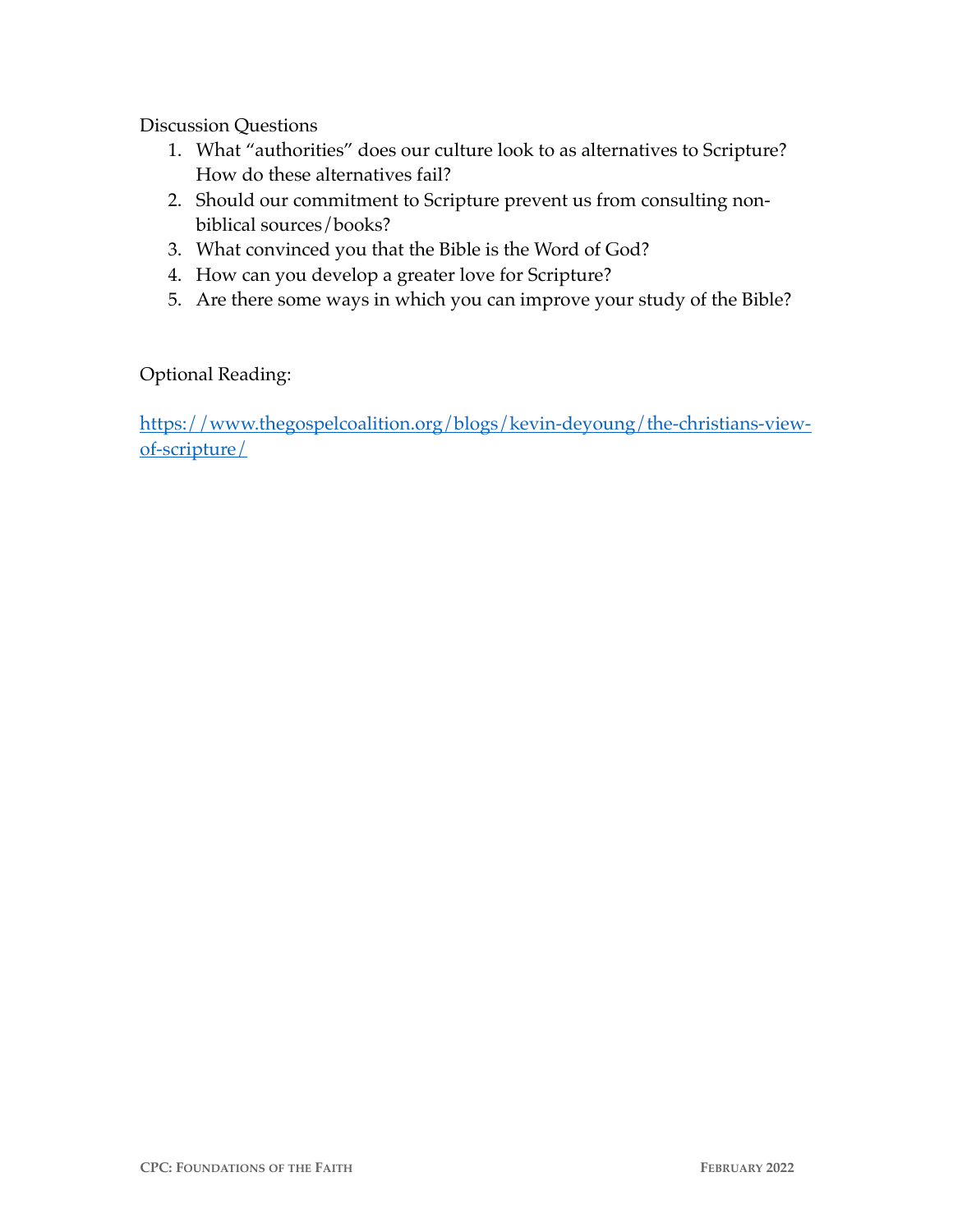Discussion Questions

1. What "authorities" does our culture look to as alternatives to Scripture? How do these alternatives fail?
2. Should our commitment to Scripture prevent us from consulting non-biblical sources/books?
3. What convinced you that the Bible is the Word of God?
4. How can you develop a greater love for Scripture?
5. Are there some ways in which you can improve your study of the Bible?

Optional Reading:

[https://www.thegospelcoalition.org/blogs/kevin-deyoung/the-christians-view-of-scripture/](https://www.thegospelcoalition.org/blogs/kevin-deyoung/the-christians-view-of-scripture/)